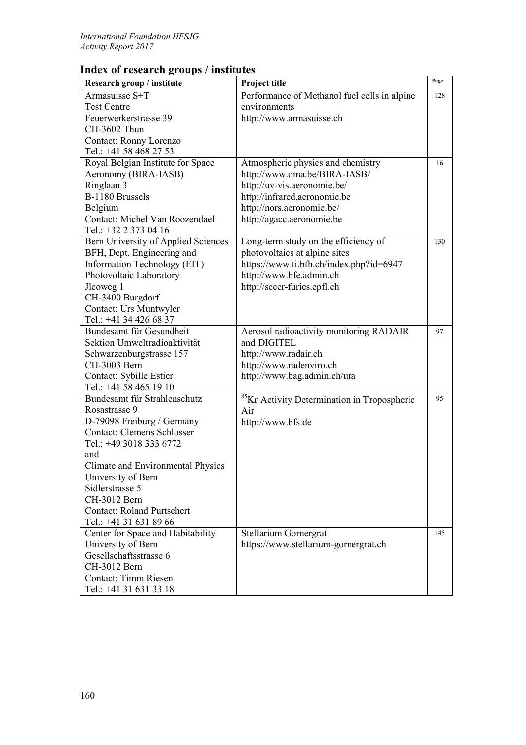## Index of research groups / institutes

| Research group / institute | Project title | Page |
|---|---|---|
| Armasuisse S+T<br>Test Centre<br>Feuerwerkerstrasse 39<br>CH-3602 Thun<br>Contact: Ronny Lorenzo<br>Tel.: +41 58 468 27 53 | Performance of Methanol fuel cells in alpine environments<br>http://www.armasuisse.ch | 128 |
| Royal Belgian Institute for Space Aeronomy (BIRA-IASB)<br>Ringlaan 3<br>B-1180 Brussels<br>Belgium<br>Contact: Michel Van Roozendael<br>Tel.: +32 2 373 04 16 | Atmospheric physics and chemistry<br>http://www.oma.be/BIRA-IASB/<br>http://uv-vis.aeronomie.be/<br>http://infrared.aeronomie.be<br>http://nors.aeronomie.be/<br>http://agacc.aeronomie.be | 16 |
| Bern University of Applied Sciences BFH, Dept. Engineering and Information Technology (EIT)<br>Photovoltaic Laboratory<br>Jlcoweg 1<br>CH-3400 Burgdorf<br>Contact: Urs Muntwyler<br>Tel.: +41 34 426 68 37 | Long-term study on the efficiency of photovoltaics at alpine sites<br>https://www.ti.bfh.ch/index.php?id=6947<br>http://www.bfe.admin.ch<br>http://sccer-furies.epfl.ch | 130 |
| Bundesamt für Gesundheit<br>Sektion Umweltradioaktivität<br>Schwarzenburgstrasse 157<br>CH-3003 Bern<br>Contact: Sybille Estier<br>Tel.: +41 58 465 19 10 | Aerosol radioactivity monitoring RADAIR and DIGITEL<br>http://www.radair.ch<br>http://www.radenviro.ch<br>http://www.bag.admin.ch/ura | 97 |
| Bundesamt für Strahlenschutz<br>Rosastrasse 9<br>D-79098 Freiburg / Germany<br>Contact: Clemens Schlosser<br>Tel.: +49 3018 333 6772<br>and<br>Climate and Environmental Physics<br>University of Bern<br>Sidlerstrasse 5<br>CH-3012 Bern<br>Contact: Roland Purtschert<br>Tel.: +41 31 631 89 66 | $^{85}$Kr Activity Determination in Tropospheric Air<br>http://www.bfs.de | 95 |
| Center for Space and Habitability<br>University of Bern<br>Gesellschaftsstrasse 6<br>CH-3012 Bern<br>Contact: Timm Riesen<br>Tel.: +41 31 631 33 18 | Stellarium Gornergrat<br>https://www.stellarium-gornergrat.ch | 145 |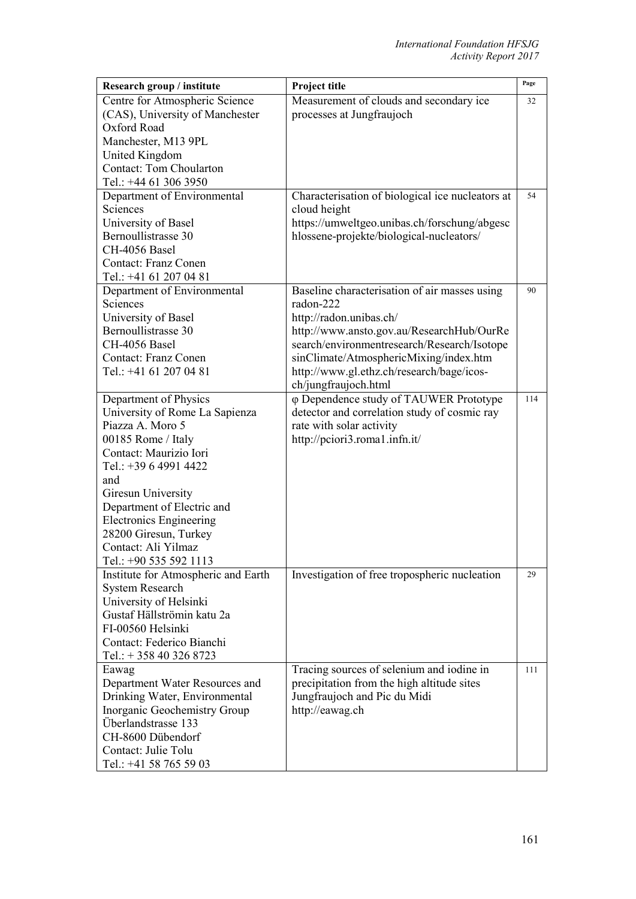| Research group / institute | Project title | Page |
|---|---|---|
| Centre for Atmospheric Science (CAS), University of Manchester<br>Oxford Road<br>Manchester, M13 9PL<br>United Kingdom<br>Contact: Tom Choularton<br>Tel.: +44 61 306 3950 | Measurement of clouds and secondary ice processes at Jungfraujoch | 32 |
| Department of Environmental Sciences<br>University of Basel<br>Bernoullistrasse 30<br>CH-4056 Basel<br>Contact: Franz Conen<br>Tel.: +41 61 207 04 81 | Characterisation of biological ice nucleators at cloud height<br>https://umweltgeo.unibas.ch/forschung/abgeschlossene-projekte/biological-nucleators/ | 54 |
| Department of Environmental Sciences<br>University of Basel<br>Bernoullistrasse 30<br>CH-4056 Basel<br>Contact: Franz Conen<br>Tel.: +41 61 207 04 81 | Baseline characterisation of air masses using radon-222<br>http://radon.unibas.ch/<br>http://www.ansto.gov.au/ResearchHub/OurResearch/environmentresearch/Research/IsotopesinClimate/AtmosphericMixing/index.htm<br>http://www.gl.ethz.ch/research/bage/icos-ch/jungfraujoch.html | 90 |
| Department of Physics<br>University of Rome La Sapienza<br>Piazza A. Moro 5<br>00185 Rome / Italy<br>Contact: Maurizio Iori<br>Tel.: +39 6 4991 4422<br>and<br>Giresun University<br>Department of Electric and Electronics Engineering<br>28200 Giresun, Turkey<br>Contact: Ali Yilmaz<br>Tel.: +90 535 592 1113 | φ Dependence study of TAUWER Prototype detector and correlation study of cosmic ray rate with solar activity<br>http://pciori3.roma1.infn.it/ | 114 |
| Institute for Atmospheric and Earth System Research<br>University of Helsinki<br>Gustaf Hällströmin katu 2a<br>FI-00560 Helsinki<br>Contact: Federico Bianchi<br>Tel.: + 358 40 326 8723 | Investigation of free tropospheric nucleation | 29 |
| Eawag<br>Department Water Resources and Drinking Water, Environmental Inorganic Geochemistry Group<br>Überlandstrasse 133<br>CH-8600 Dübendorf<br>Contact: Julie Tolu<br>Tel.: +41 58 765 59 03 | Tracing sources of selenium and iodine in precipitation from the high altitude sites Jungfraujoch and Pic du Midi<br>http://eawag.ch | 111 |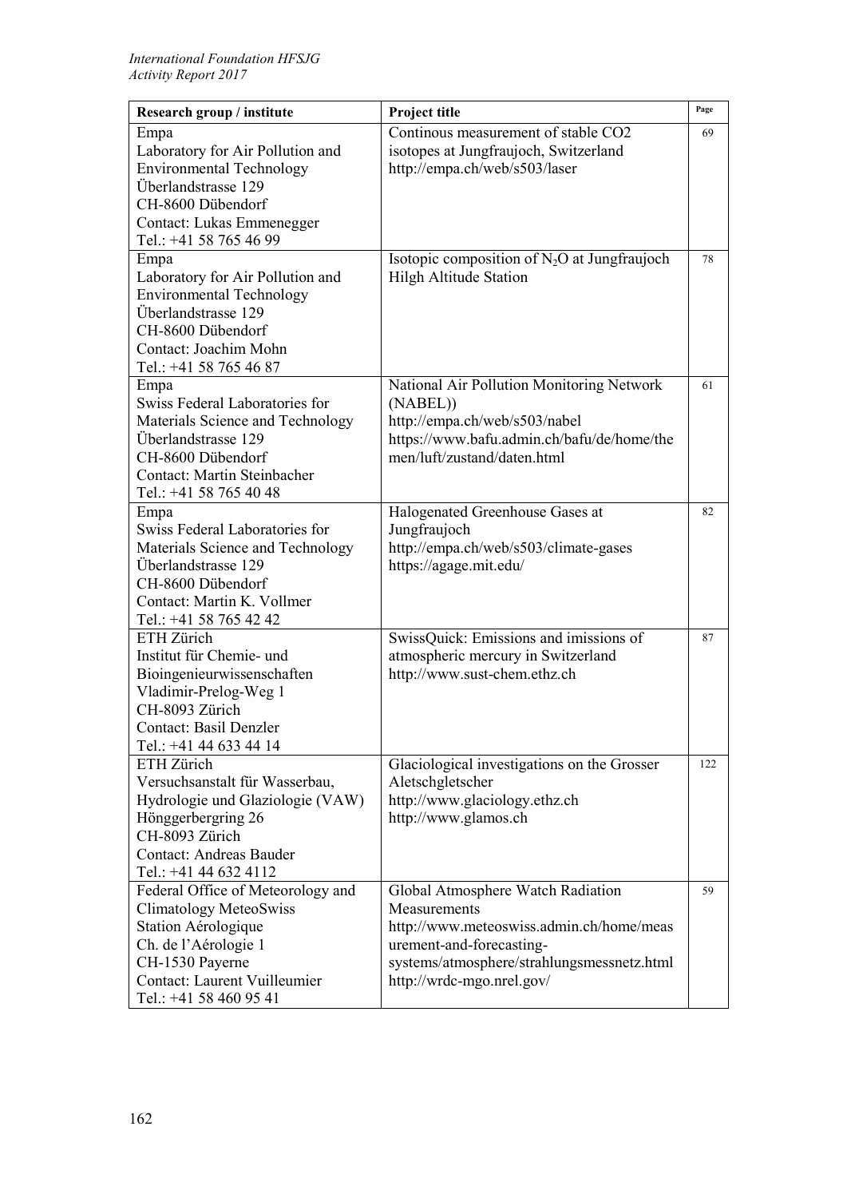| Research group / institute | Project title | Page |
|---|---|---|
| Empa<br>Laboratory for Air Pollution and Environmental Technology<br>Überlandstrasse 129<br>CH-8600 Dübendorf<br>Contact: Lukas Emmenegger<br>Tel.: +41 58 765 46 99 | Continous measurement of stable CO2 isotopes at Jungfraujoch, Switzerland<br>http://empa.ch/web/s503/laser | 69 |
| Empa<br>Laboratory for Air Pollution and Environmental Technology<br>Überlandstrasse 129<br>CH-8600 Dübendorf<br>Contact: Joachim Mohn<br>Tel.: +41 58 765 46 87 | Isotopic composition of $N_2O$ at Jungfraujoch Hilgh Altitude Station | 78 |
| Empa<br>Swiss Federal Laboratories for Materials Science and Technology<br>Überlandstrasse 129<br>CH-8600 Dübendorf<br>Contact: Martin Steinbacher<br>Tel.: +41 58 765 40 48 | National Air Pollution Monitoring Network (NABEL))<br>http://empa.ch/web/s503/nabel<br>https://www.bafu.admin.ch/bafu/de/home/themen/luft/zustand/daten.html | 61 |
| Empa<br>Swiss Federal Laboratories for Materials Science and Technology<br>Überlandstrasse 129<br>CH-8600 Dübendorf<br>Contact: Martin K. Vollmer<br>Tel.: +41 58 765 42 42 | Halogenated Greenhouse Gases at Jungfraujoch<br>http://empa.ch/web/s503/climate-gases<br>https://agage.mit.edu/ | 82 |
| ETH Zürich<br>Institut für Chemie- und Bioingenieurwissenschaften<br>Vladimir-Prelog-Weg 1<br>CH-8093 Zürich<br>Contact: Basil Denzler<br>Tel.: +41 44 633 44 14 | SwissQuick: Emissions and imissions of atmospheric mercury in Switzerland<br>http://www.sust-chem.ethz.ch | 87 |
| ETH Zürich<br>Versuchsanstalt für Wasserbau, Hydrologie und Glaziologie (VAW)<br>Hönggerbergring 26<br>CH-8093 Zürich<br>Contact: Andreas Bauder<br>Tel.: +41 44 632 4112 | Glaciological investigations on the Grosser Aletschgletscher<br>http://www.glaciology.ethz.ch<br>http://www.glamos.ch | 122 |
| Federal Office of Meteorology and Climatology MeteoSwiss<br>Station Aérologique<br>Ch. de l'Aérologie 1<br>CH-1530 Payerne<br>Contact: Laurent Vuilleumier<br>Tel.: +41 58 460 95 41 | Global Atmosphere Watch Radiation Measurements<br>http://www.meteoswiss.admin.ch/home/measurement-and-forecasting-systems/atmosphere/strahlungsmessnetz.html<br>http://wrdc-mgo.nrel.gov/ | 59 |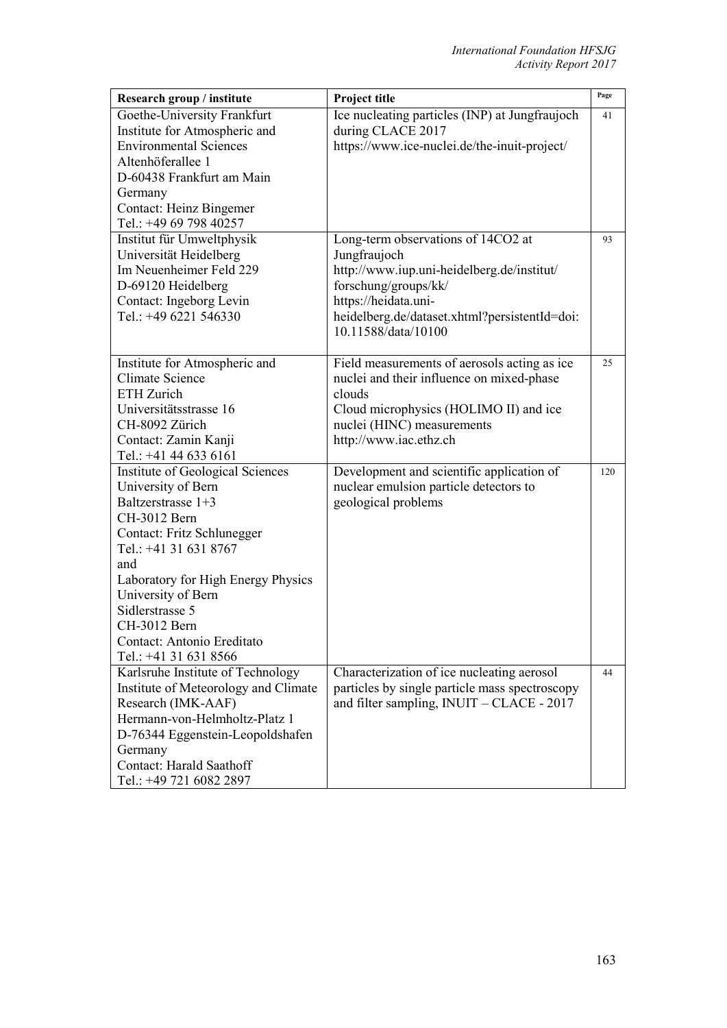| Research group / institute | Project title | Page |
|---|---|---|
| Goethe-University Frankfurt<br>Institute for Atmospheric and Environmental Sciences<br>Altenhöferallee 1<br>D-60438 Frankfurt am Main<br>Germany<br>Contact: Heinz Bingemer<br>Tel.: +49 69 798 40257 | Ice nucleating particles (INP) at Jungfraujoch during CLACE 2017<br>https://www.ice-nuclei.de/the-inuit-project/ | 41 |
| Institut für Umweltphysik<br>Universität Heidelberg<br>Im Neuenheimer Feld 229<br>D-69120 Heidelberg<br>Contact: Ingeborg Levin<br>Tel.: +49 6221 546330 | Long-term observations of $^{14}CO_2$ at Jungfraujoch<br>http://www.iup.uni-heidelberg.de/institut/forschung/groups/kk/<br>https://heidata.uni-heidelberg.de/dataset.xhtml?persistentId=doi:10.11588/data/10100 | 93 |
| Institute for Atmospheric and Climate Science<br>ETH Zurich<br>Universitätsstrasse 16<br>CH-8092 Zürich<br>Contact: Zamin Kanji<br>Tel.: +41 44 633 6161 | Field measurements of aerosols acting as ice nuclei and their influence on mixed-phase clouds<br>Cloud microphysics (HOLIMO II) and ice nuclei (HINC) measurements<br>http://www.iac.ethz.ch | 25 |
| Institute of Geological Sciences<br>University of Bern<br>Baltzerstrasse 1+3<br>CH-3012 Bern<br>Contact: Fritz Schlunegger<br>Tel.: +41 31 631 8767<br>and<br>Laboratory for High Energy Physics<br>University of Bern<br>Sidlerstrasse 5<br>CH-3012 Bern<br>Contact: Antonio Ereditato<br>Tel.: +41 31 631 8566 | Development and scientific application of nuclear emulsion particle detectors to geological problems | 120 |
| Karlsruhe Institute of Technology<br>Institute of Meteorology and Climate Research (IMK-AAF)<br>Hermann-von-Helmholtz-Platz 1<br>D-76344 Eggenstein-Leopoldshafen<br>Germany<br>Contact: Harald Saathoff<br>Tel.: +49 721 6082 2897 | Characterization of ice nucleating aerosol particles by single particle mass spectroscopy and filter sampling, INUIT – CLACE - 2017 | 44 |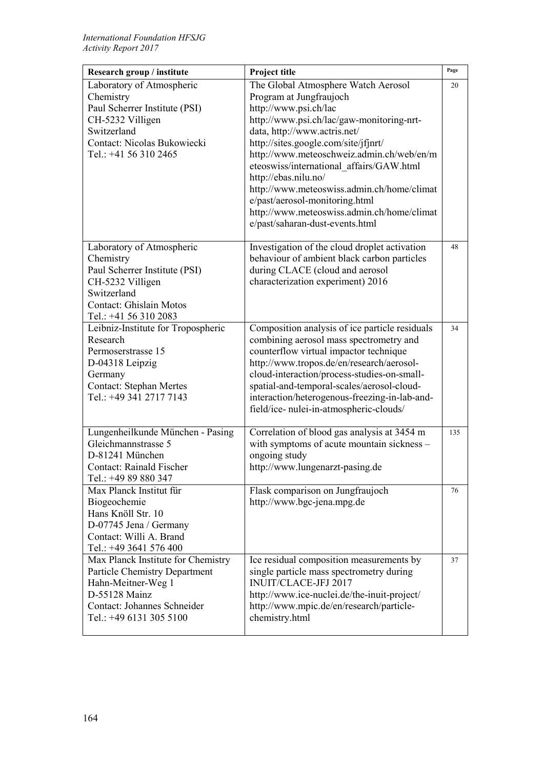| Research group / institute | Project title | Page |
|---|---|---|
| Laboratory of Atmospheric Chemistry<br>Paul Scherrer Institute (PSI)<br>CH-5232 Villigen<br>Switzerland<br>Contact: Nicolas Bukowiecki<br>Tel.: +41 56 310 2465 | The Global Atmosphere Watch Aerosol Program at Jungfraujoch<br>http://www.psi.ch/lac<br>http://www.psi.ch/lac/gaw-monitoring-nrt-data, http://www.actris.net/<br>http://sites.google.com/site/jfjnrt/<br>http://www.meteoschweiz.admin.ch/web/en/meteoswiss/international_affairs/GAW.html<br>http://ebas.nilu.no/<br>http://www.meteoswiss.admin.ch/home/climate/past/aerosol-monitoring.html<br>http://www.meteoswiss.admin.ch/home/climate/past/saharan-dust-events.html | 20 |
| Laboratory of Atmospheric Chemistry<br>Paul Scherrer Institute (PSI)<br>CH-5232 Villigen<br>Switzerland<br>Contact: Ghislain Motos<br>Tel.: +41 56 310 2083 | Investigation of the cloud droplet activation behaviour of ambient black carbon particles during CLACE (cloud and aerosol characterization experiment) 2016 | 48 |
| Leibniz-Institute for Tropospheric Research<br>Permoserstrasse 15<br>D-04318 Leipzig<br>Germany<br>Contact: Stephan Mertes<br>Tel.: +49 341 2717 7143 | Composition analysis of ice particle residuals combining aerosol mass spectrometry and counterflow virtual impactor technique<br>http://www.tropos.de/en/research/aerosol-cloud-interaction/process-studies-on-small-spatial-and-temporal-scales/aerosol-cloud-interaction/heterogenous-freezing-in-lab-and-field/ice- nulei-in-atmospheric-clouds/ | 34 |
| Lungenheilkunde München - Pasing<br>Gleichmannstrasse 5<br>D-81241 München<br>Contact: Rainald Fischer<br>Tel.: +49 89 880 347 | Correlation of blood gas analysis at 3454 m with symptoms of acute mountain sickness – ongoing study<br>http://www.lungenarzt-pasing.de | 135 |
| Max Planck Institut für Biogeochemie<br>Hans Knöll Str. 10<br>D-07745 Jena / Germany<br>Contact: Willi A. Brand<br>Tel.: +49 3641 576 400 | Flask comparison on Jungfraujoch<br>http://www.bgc-jena.mpg.de | 76 |
| Max Planck Institute for Chemistry<br>Particle Chemistry Department<br>Hahn-Meitner-Weg 1<br>D-55128 Mainz<br>Contact: Johannes Schneider<br>Tel.: +49 6131 305 5100 | Ice residual composition measurements by single particle mass spectrometry during INUIT/CLACE-JFJ 2017<br>http://www.ice-nuclei.de/the-inuit-project/<br>http://www.mpic.de/en/research/particle-chemistry.html | 37 |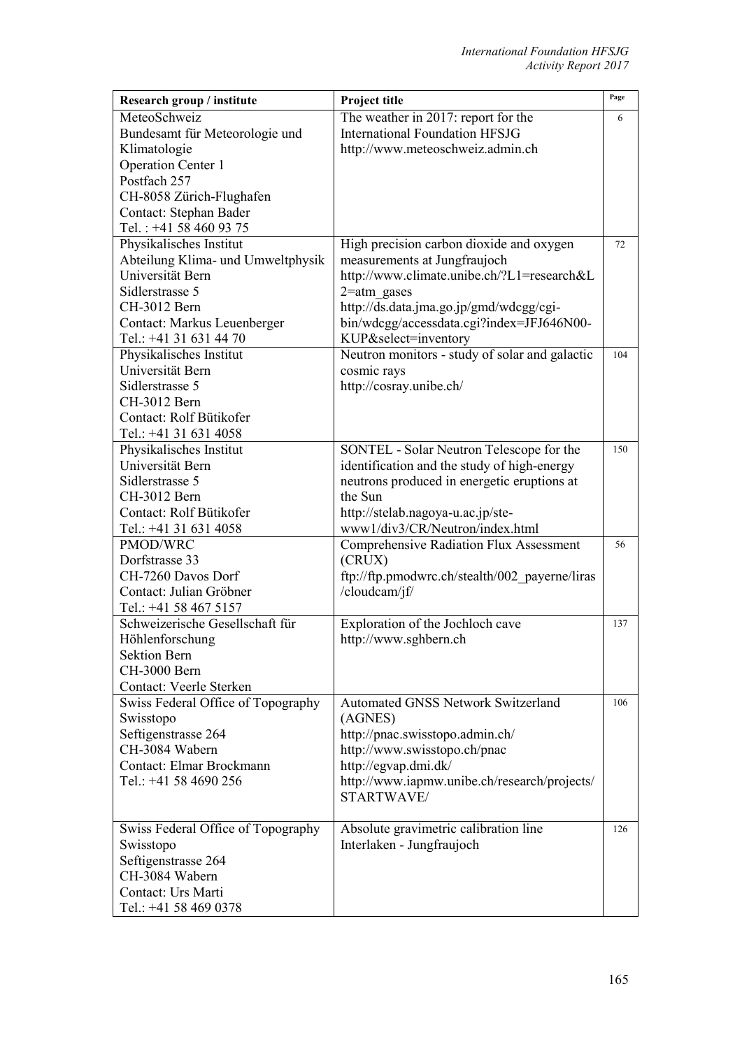| Research group / institute | Project title | Page |
|---|---|---|
| MeteoSchweiz<br>Bundesamt für Meteorologie und Klimatologie<br>Operation Center 1<br>Postfach 257<br>CH-8058 Zürich-Flughafen<br>Contact: Stephan Bader<br>Tel. : +41 58 460 93 75 | The weather in 2017: report for the International Foundation HFSJG<br>http://www.meteoschweiz.admin.ch | 6 |
| Physikalisches Institut<br>Abteilung Klima- und Umweltphysik<br>Universität Bern<br>Sidlerstrasse 5<br>CH-3012 Bern<br>Contact: Markus Leuenberger<br>Tel.: +41 31 631 44 70 | High precision carbon dioxide and oxygen measurements at Jungfraujoch<br>http://www.climate.unibe.ch/?L1=research&L2=atm_gases<br>http://ds.data.jma.go.jp/gmd/wdcgg/cgi-bin/wdcgg/accessdata.cgi?index=JFJ646N00-KUP&select=inventory | 72 |
| Physikalisches Institut<br>Universität Bern<br>Sidlerstrasse 5<br>CH-3012 Bern<br>Contact: Rolf Bütikofer<br>Tel.: +41 31 631 4058 | Neutron monitors - study of solar and galactic cosmic rays<br>http://cosray.unibe.ch/ | 104 |
| Physikalisches Institut<br>Universität Bern<br>Sidlerstrasse 5<br>CH-3012 Bern<br>Contact: Rolf Bütikofer<br>Tel.: +41 31 631 4058 | SONTEL - Solar Neutron Telescope for the identification and the study of high-energy neutrons produced in energetic eruptions at the Sun<br>http://stelab.nagoya-u.ac.jp/ste-www1/div3/CR/Neutron/index.html | 150 |
| PMOD/WRC<br>Dorfstrasse 33<br>CH-7260 Davos Dorf<br>Contact: Julian Gröbner<br>Tel.: +41 58 467 5157 | Comprehensive Radiation Flux Assessment (CRUX)<br>ftp://ftp.pmodwrc.ch/stealth/002_payerne/liras/cloudcam/jf/ | 56 |
| Schweizerische Gesellschaft für Höhlenforschung<br>Sektion Bern<br>CH-3000 Bern<br>Contact: Veerle Sterken | Exploration of the Jochloch cave<br>http://www.sghbern.ch | 137 |
| Swiss Federal Office of Topography<br>Swisstopo<br>Seftigenstrasse 264<br>CH-3084 Wabern<br>Contact: Elmar Brockmann<br>Tel.: +41 58 4690 256 | Automated GNSS Network Switzerland (AGNES)<br>http://pnac.swisstopo.admin.ch/<br>http://www.swisstopo.ch/pnac<br>http://egvap.dmi.dk/<br>http://www.iapmw.unibe.ch/research/projects/STARTWAVE/ | 106 |
| Swiss Federal Office of Topography<br>Swisstopo<br>Seftigenstrasse 264<br>CH-3084 Wabern<br>Contact: Urs Marti<br>Tel.: +41 58 469 0378 | Absolute gravimetric calibration line Interlaken - Jungfraujoch | 126 |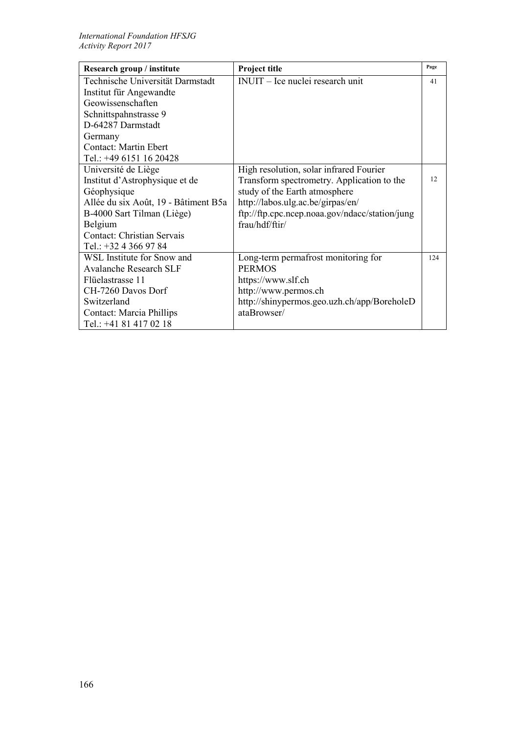| Research group / institute | Project title | Page |
|---|---|---|
| Technische Universität Darmstadt<br>Institut für Angewandte Geowissenschaften<br>Schnittspahnstrasse 9<br>D-64287 Darmstadt<br>Germany<br>Contact: Martin Ebert<br>Tel.: +49 6151 16 20428 | INUIT – Ice nuclei research unit | 41 |
| Université de Liège<br>Institut d'Astrophysique et de Géophysique<br>Allée du six Août, 19 - Bâtiment B5a<br>B-4000 Sart Tilman (Liège)<br>Belgium<br>Contact: Christian Servais<br>Tel.: +32 4 366 97 84 | High resolution, solar infrared Fourier Transform spectrometry. Application to the study of the Earth atmosphere<br>http://labos.ulg.ac.be/girpas/en/<br>ftp://ftp.cpc.ncep.noaa.gov/ndacc/station/jungfrau/hdf/ftir/ | 12 |
| WSL Institute for Snow and Avalanche Research SLF<br>Flüelastrasse 11<br>CH-7260 Davos Dorf<br>Switzerland<br>Contact: Marcia Phillips<br>Tel.: +41 81 417 02 18 | Long-term permafrost monitoring for PERMOS<br>https://www.slf.ch<br>http://www.permos.ch<br>http://shinypermos.geo.uzh.ch/app/BoreholeDataBrowser/ | 124 |